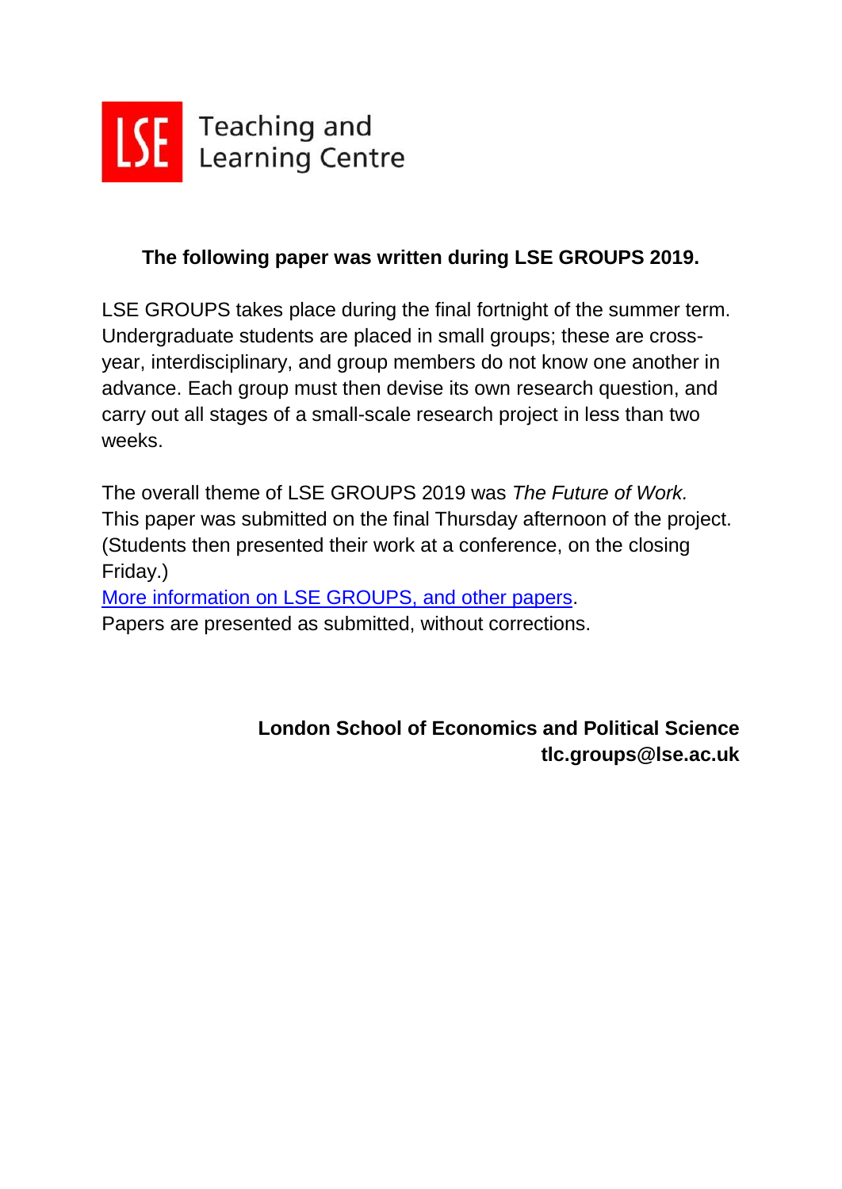LSE Teaching and Learning Centre

**The following paper was written during LSE GROUPS 2019.**

LSE GROUPS takes place during the final fortnight of the summer term. Undergraduate students are placed in small groups; these are cross-year, interdisciplinary, and group members do not know one another in advance. Each group must then devise its own research question, and carry out all stages of a small-scale research project in less than two weeks.

The overall theme of LSE GROUPS 2019 was *The Future of Work.* This paper was submitted on the final Thursday afternoon of the project. (Students then presented their work at a conference, on the closing Friday.)
More information on LSE GROUPS, and other papers.
Papers are presented as submitted, without corrections.

**London School of Economics and Political Science**
**tlc.groups@lse.ac.uk**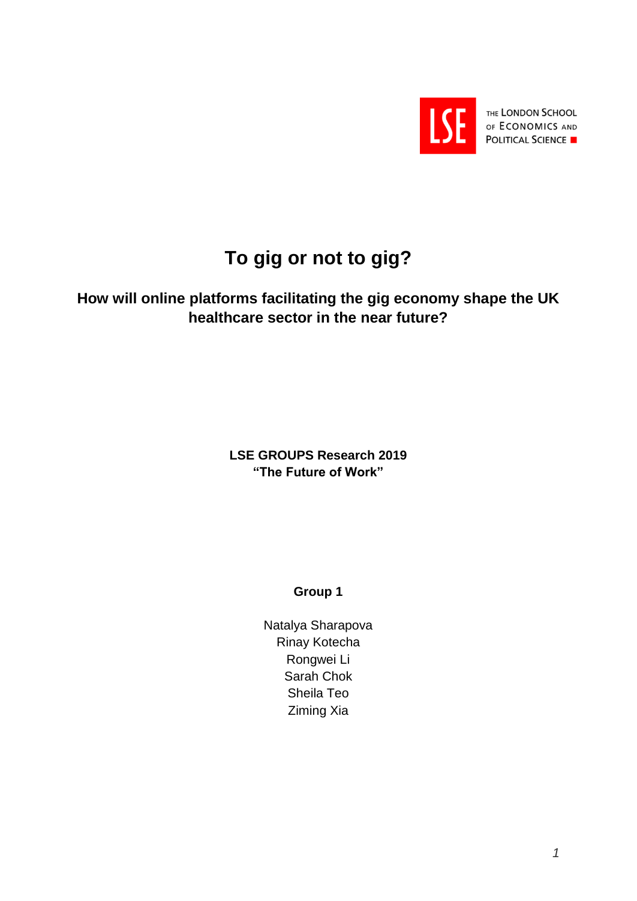THE LONDON SCHOOL OF ECONOMICS AND POLITICAL SCIENCE

# To gig or not to gig?

## How will online platforms facilitating the gig economy shape the UK healthcare sector in the near future?

**LSE GROUPS Research 2019**
**"The Future of Work"**

**Group 1**

Natalya Sharapova
Rinay Kotecha
Rongwei Li
Sarah Chok
Sheila Teo
Ziming Xia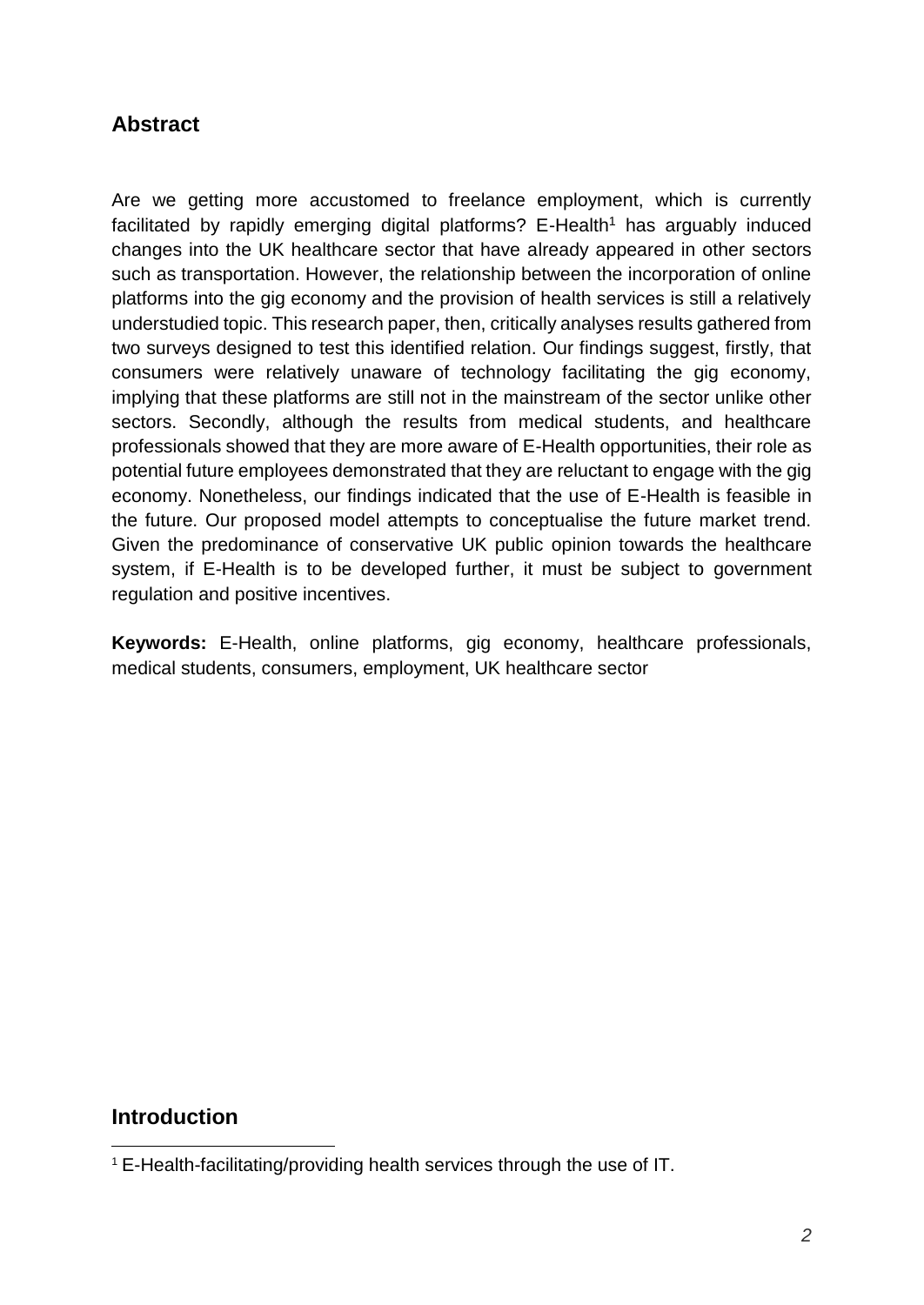## Abstract

Are we getting more accustomed to freelance employment, which is currently facilitated by rapidly emerging digital platforms? E-Health[1] has arguably induced changes into the UK healthcare sector that have already appeared in other sectors such as transportation. However, the relationship between the incorporation of online platforms into the gig economy and the provision of health services is still a relatively understudied topic. This research paper, then, critically analyses results gathered from two surveys designed to test this identified relation. Our findings suggest, firstly, that consumers were relatively unaware of technology facilitating the gig economy, implying that these platforms are still not in the mainstream of the sector unlike other sectors. Secondly, although the results from medical students, and healthcare professionals showed that they are more aware of E-Health opportunities, their role as potential future employees demonstrated that they are reluctant to engage with the gig economy. Nonetheless, our findings indicated that the use of E-Health is feasible in the future. Our proposed model attempts to conceptualise the future market trend. Given the predominance of conservative UK public opinion towards the healthcare system, if E-Health is to be developed further, it must be subject to government regulation and positive incentives.

**Keywords:** E-Health, online platforms, gig economy, healthcare professionals, medical students, consumers, employment, UK healthcare sector

## Introduction

[1] E-Health-facilitating/providing health services through the use of IT.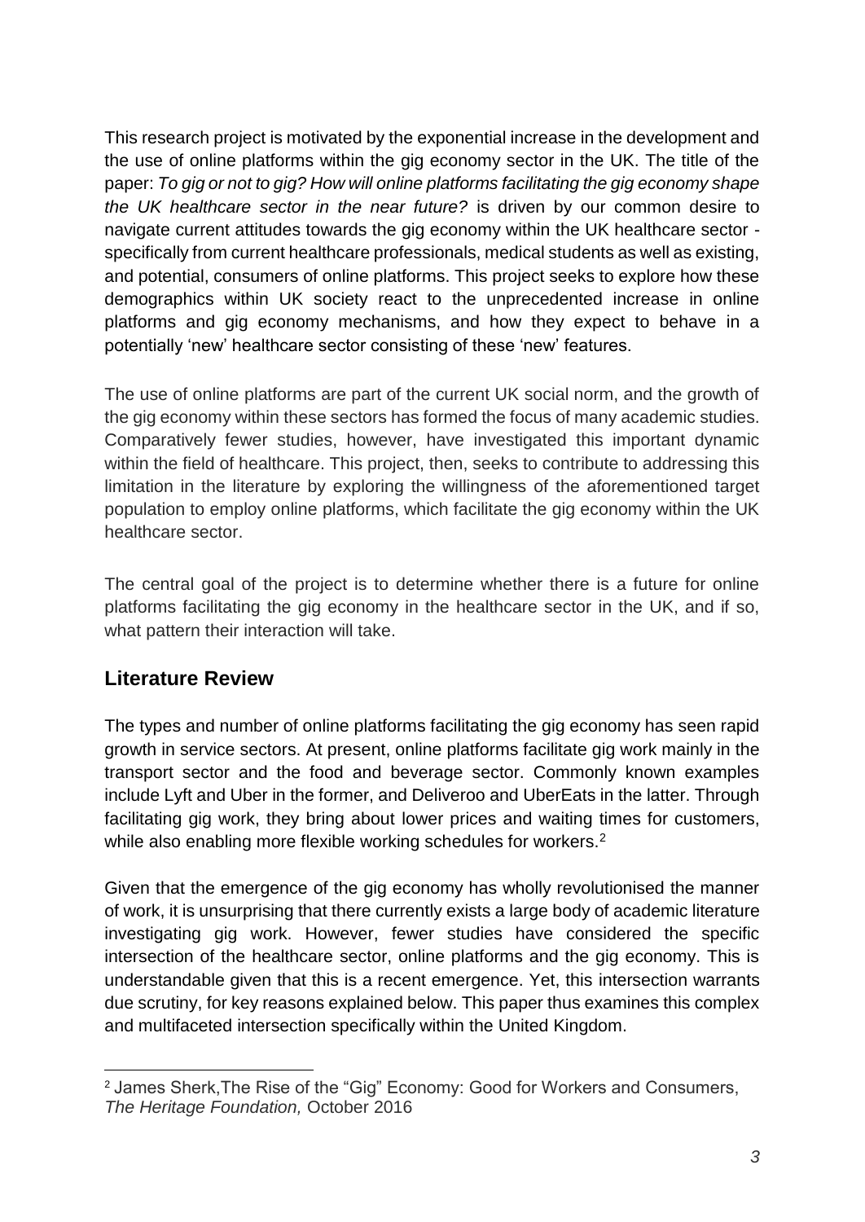This research project is motivated by the exponential increase in the development and the use of online platforms within the gig economy sector in the UK. The title of the paper: *To gig or not to gig? How will online platforms facilitating the gig economy shape the UK healthcare sector in the near future?* is driven by our common desire to navigate current attitudes towards the gig economy within the UK healthcare sector - specifically from current healthcare professionals, medical students as well as existing, and potential, consumers of online platforms. This project seeks to explore how these demographics within UK society react to the unprecedented increase in online platforms and gig economy mechanisms, and how they expect to behave in a potentially 'new' healthcare sector consisting of these 'new' features.

The use of online platforms are part of the current UK social norm, and the growth of the gig economy within these sectors has formed the focus of many academic studies. Comparatively fewer studies, however, have investigated this important dynamic within the field of healthcare. This project, then, seeks to contribute to addressing this limitation in the literature by exploring the willingness of the aforementioned target population to employ online platforms, which facilitate the gig economy within the UK healthcare sector.

The central goal of the project is to determine whether there is a future for online platforms facilitating the gig economy in the healthcare sector in the UK, and if so, what pattern their interaction will take.

## Literature Review

The types and number of online platforms facilitating the gig economy has seen rapid growth in service sectors. At present, online platforms facilitate gig work mainly in the transport sector and the food and beverage sector. Commonly known examples include Lyft and Uber in the former, and Deliveroo and UberEats in the latter. Through facilitating gig work, they bring about lower prices and waiting times for customers, while also enabling more flexible working schedules for workers.[2]

Given that the emergence of the gig economy has wholly revolutionised the manner of work, it is unsurprising that there currently exists a large body of academic literature investigating gig work. However, fewer studies have considered the specific intersection of the healthcare sector, online platforms and the gig economy. This is understandable given that this is a recent emergence. Yet, this intersection warrants due scrutiny, for key reasons explained below. This paper thus examines this complex and multifaceted intersection specifically within the United Kingdom.

[2] James Sherk,The Rise of the "Gig" Economy: Good for Workers and Consumers, *The Heritage Foundation,* October 2016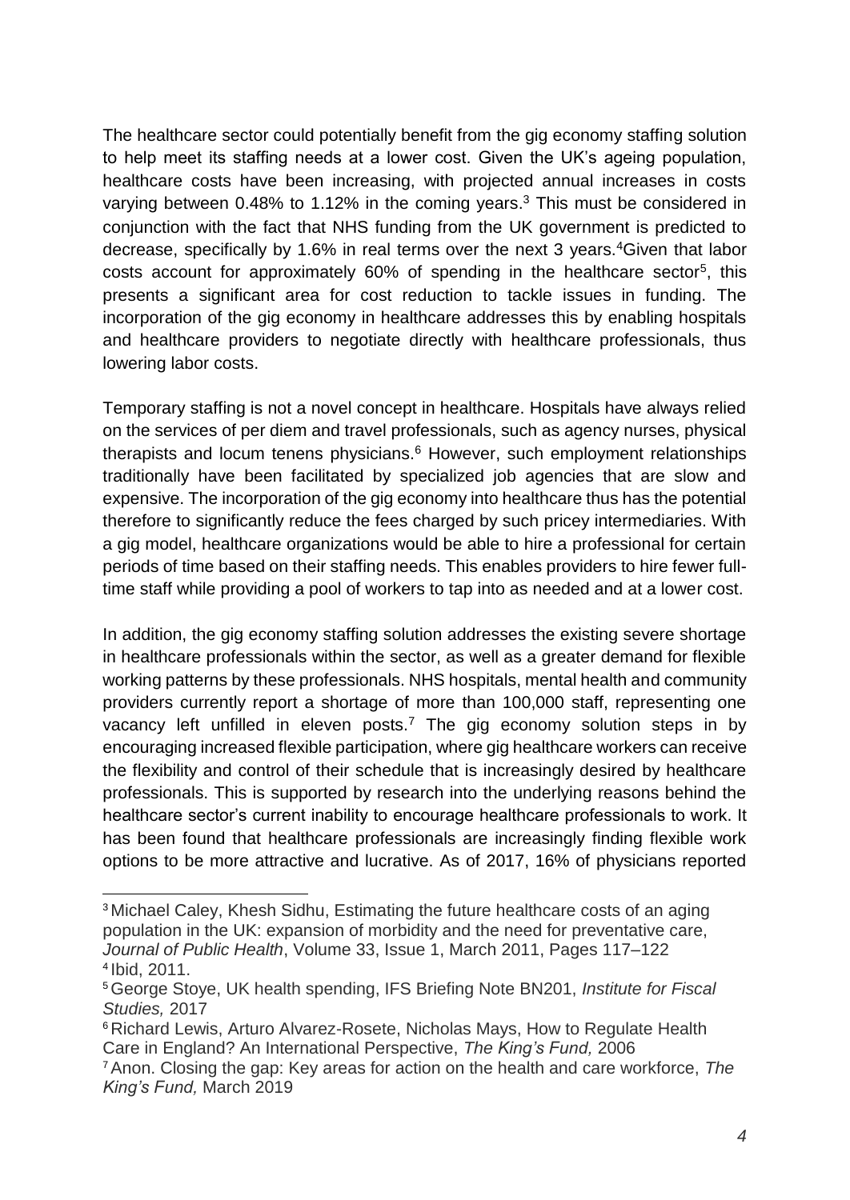The healthcare sector could potentially benefit from the gig economy staffing solution to help meet its staffing needs at a lower cost. Given the UK's ageing population, healthcare costs have been increasing, with projected annual increases in costs varying between 0.48% to 1.12% in the coming years.[3] This must be considered in conjunction with the fact that NHS funding from the UK government is predicted to decrease, specifically by 1.6% in real terms over the next 3 years.[4]Given that labor costs account for approximately 60% of spending in the healthcare sector[5], this presents a significant area for cost reduction to tackle issues in funding. The incorporation of the gig economy in healthcare addresses this by enabling hospitals and healthcare providers to negotiate directly with healthcare professionals, thus lowering labor costs.

Temporary staffing is not a novel concept in healthcare. Hospitals have always relied on the services of per diem and travel professionals, such as agency nurses, physical therapists and locum tenens physicians.[6] However, such employment relationships traditionally have been facilitated by specialized job agencies that are slow and expensive. The incorporation of the gig economy into healthcare thus has the potential therefore to significantly reduce the fees charged by such pricey intermediaries. With a gig model, healthcare organizations would be able to hire a professional for certain periods of time based on their staffing needs. This enables providers to hire fewer full-time staff while providing a pool of workers to tap into as needed and at a lower cost.

In addition, the gig economy staffing solution addresses the existing severe shortage in healthcare professionals within the sector, as well as a greater demand for flexible working patterns by these professionals. NHS hospitals, mental health and community providers currently report a shortage of more than 100,000 staff, representing one vacancy left unfilled in eleven posts.[7] The gig economy solution steps in by encouraging increased flexible participation, where gig healthcare workers can receive the flexibility and control of their schedule that is increasingly desired by healthcare professionals. This is supported by research into the underlying reasons behind the healthcare sector's current inability to encourage healthcare professionals to work. It has been found that healthcare professionals are increasingly finding flexible work options to be more attractive and lucrative. As of 2017, 16% of physicians reported

---

[3] Michael Caley, Khesh Sidhu, Estimating the future healthcare costs of an aging population in the UK: expansion of morbidity and the need for preventative care, *Journal of Public Health*, Volume 33, Issue 1, March 2011, Pages 117–122

[4] Ibid, 2011.

[5] George Stoye, UK health spending, IFS Briefing Note BN201, *Institute for Fiscal Studies,* 2017

[6] Richard Lewis, Arturo Alvarez-Rosete, Nicholas Mays, How to Regulate Health Care in England? An International Perspective, *The King's Fund,* 2006

[7] Anon. Closing the gap: Key areas for action on the health and care workforce, *The King's Fund,* March 2019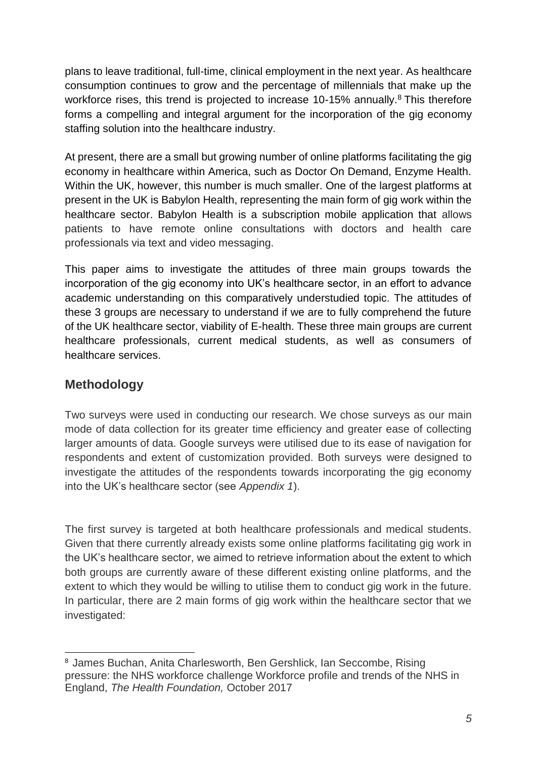plans to leave traditional, full-time, clinical employment in the next year. As healthcare consumption continues to grow and the percentage of millennials that make up the workforce rises, this trend is projected to increase 10-15% annually.[8] This therefore forms a compelling and integral argument for the incorporation of the gig economy staffing solution into the healthcare industry.

At present, there are a small but growing number of online platforms facilitating the gig economy in healthcare within America, such as Doctor On Demand, Enzyme Health. Within the UK, however, this number is much smaller. One of the largest platforms at present in the UK is Babylon Health, representing the main form of gig work within the healthcare sector. Babylon Health is a subscription mobile application that allows patients to have remote online consultations with doctors and health care professionals via text and video messaging.

This paper aims to investigate the attitudes of three main groups towards the incorporation of the gig economy into UK's healthcare sector, in an effort to advance academic understanding on this comparatively understudied topic. The attitudes of these 3 groups are necessary to understand if we are to fully comprehend the future of the UK healthcare sector, viability of E-health. These three main groups are current healthcare professionals, current medical students, as well as consumers of healthcare services.

## Methodology

Two surveys were used in conducting our research. We chose surveys as our main mode of data collection for its greater time efficiency and greater ease of collecting larger amounts of data. Google surveys were utilised due to its ease of navigation for respondents and extent of customization provided. Both surveys were designed to investigate the attitudes of the respondents towards incorporating the gig economy into the UK's healthcare sector (see *Appendix 1*).

The first survey is targeted at both healthcare professionals and medical students. Given that there currently already exists some online platforms facilitating gig work in the UK's healthcare sector, we aimed to retrieve information about the extent to which both groups are currently aware of these different existing online platforms, and the extent to which they would be willing to utilise them to conduct gig work in the future. In particular, there are 2 main forms of gig work within the healthcare sector that we investigated:

[8] James Buchan, Anita Charlesworth, Ben Gershlick, Ian Seccombe, Rising pressure: the NHS workforce challenge Workforce profile and trends of the NHS in England, *The Health Foundation,* October 2017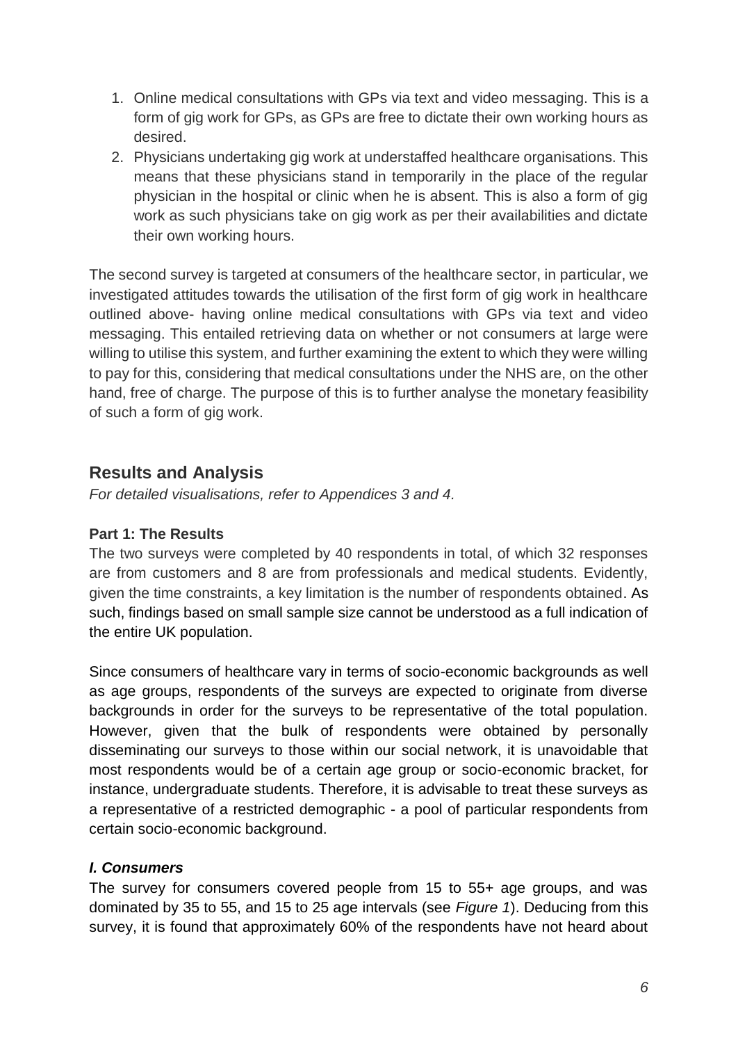1. Online medical consultations with GPs via text and video messaging. This is a form of gig work for GPs, as GPs are free to dictate their own working hours as desired.
2. Physicians undertaking gig work at understaffed healthcare organisations. This means that these physicians stand in temporarily in the place of the regular physician in the hospital or clinic when he is absent. This is also a form of gig work as such physicians take on gig work as per their availabilities and dictate their own working hours.

The second survey is targeted at consumers of the healthcare sector, in particular, we investigated attitudes towards the utilisation of the first form of gig work in healthcare outlined above- having online medical consultations with GPs via text and video messaging. This entailed retrieving data on whether or not consumers at large were willing to utilise this system, and further examining the extent to which they were willing to pay for this, considering that medical consultations under the NHS are, on the other hand, free of charge. The purpose of this is to further analyse the monetary feasibility of such a form of gig work.

## Results and Analysis

*For detailed visualisations, refer to Appendices 3 and 4.*

**Part 1: The Results**

The two surveys were completed by 40 respondents in total, of which 32 responses are from customers and 8 are from professionals and medical students. Evidently, given the time constraints, a key limitation is the number of respondents obtained. As such, findings based on small sample size cannot be understood as a full indication of the entire UK population.

Since consumers of healthcare vary in terms of socio-economic backgrounds as well as age groups, respondents of the surveys are expected to originate from diverse backgrounds in order for the surveys to be representative of the total population. However, given that the bulk of respondents were obtained by personally disseminating our surveys to those within our social network, it is unavoidable that most respondents would be of a certain age group or socio-economic bracket, for instance, undergraduate students. Therefore, it is advisable to treat these surveys as a representative of a restricted demographic - a pool of particular respondents from certain socio-economic background.

***I. Consumers***

The survey for consumers covered people from 15 to 55+ age groups, and was dominated by 35 to 55, and 15 to 25 age intervals (see *Figure 1*). Deducing from this survey, it is found that approximately 60% of the respondents have not heard about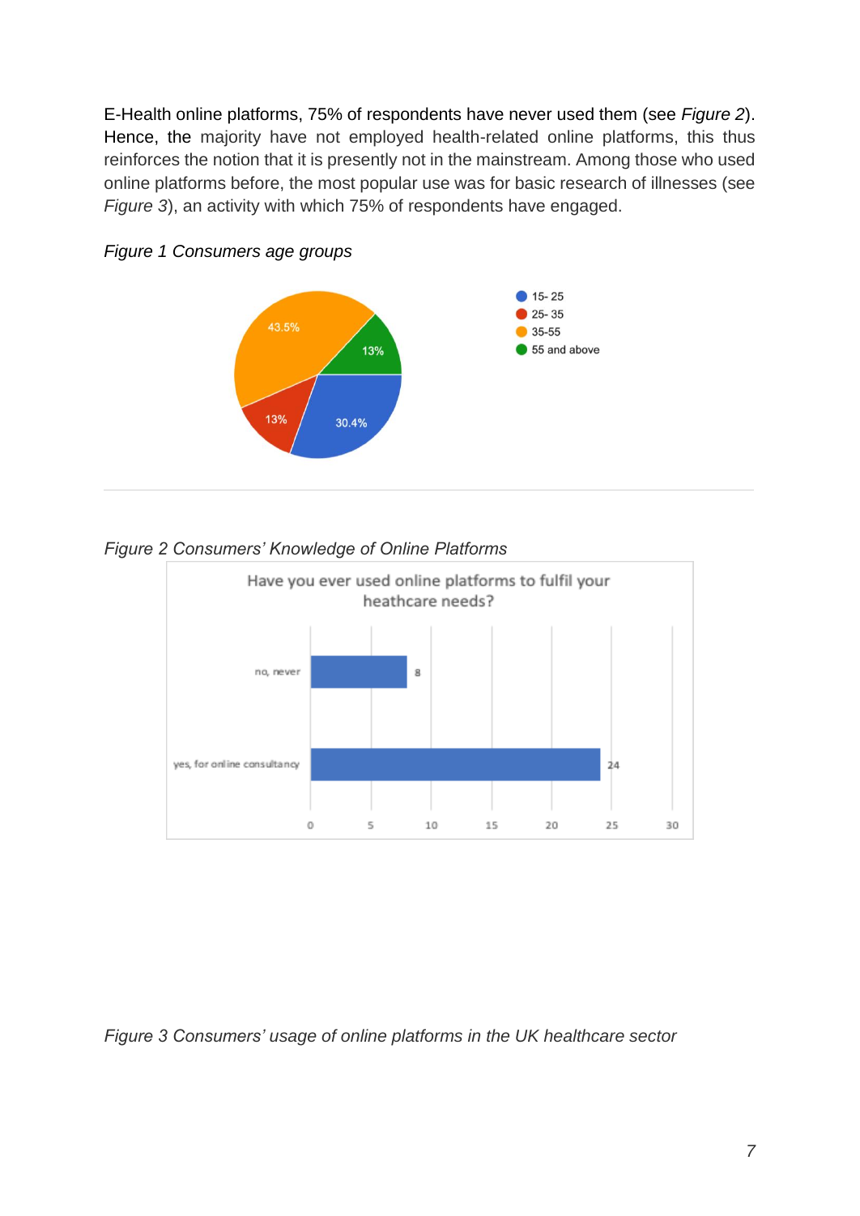E-Health online platforms, 75% of respondents have never used them (see *Figure 2*). Hence, the majority have not employed health-related online platforms, this thus reinforces the notion that it is presently not in the mainstream. Among those who used online platforms before, the most popular use was for basic research of illnesses (see *Figure 3*), an activity with which 75% of respondents have engaged.

*Figure 1 Consumers age groups*

*Figure 2 Consumers' Knowledge of Online Platforms*

*Figure 3 Consumers' usage of online platforms in the UK healthcare sector*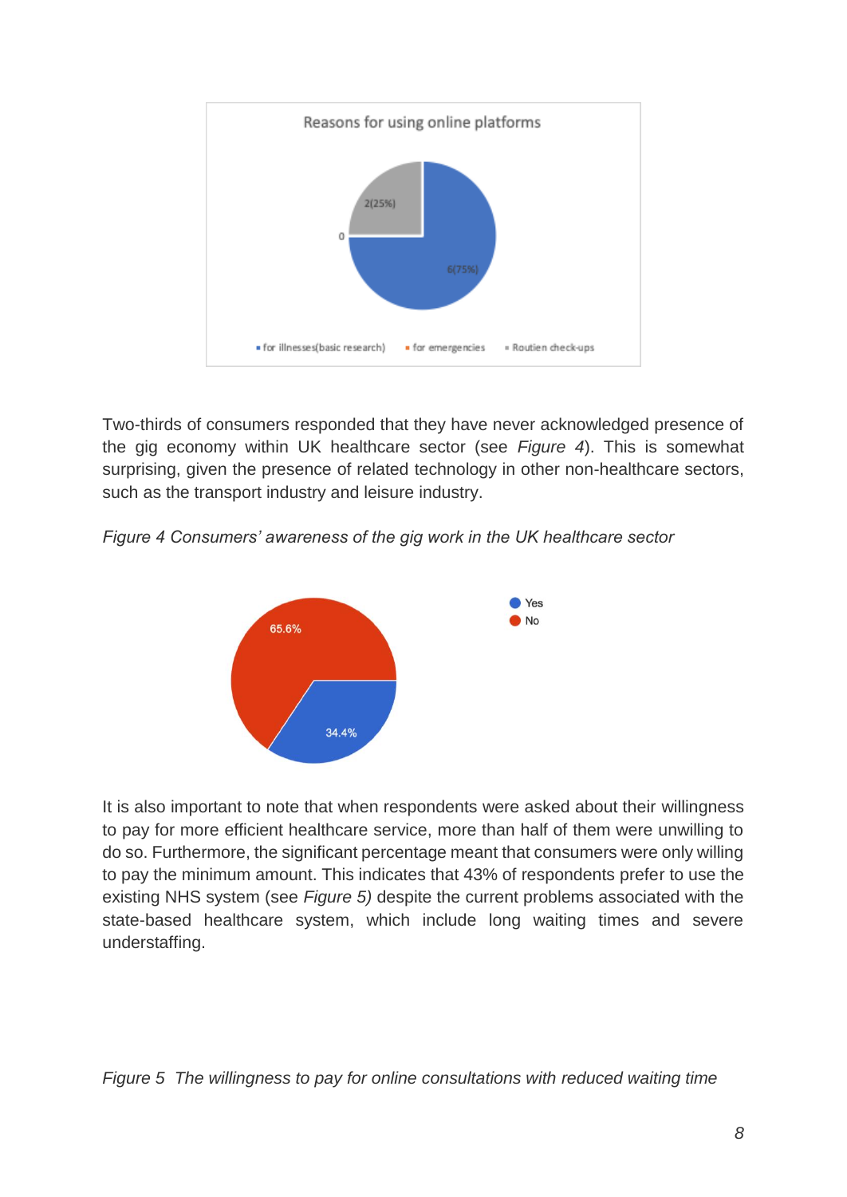Two-thirds of consumers responded that they have never acknowledged presence of the gig economy within UK healthcare sector (see *Figure 4*). This is somewhat surprising, given the presence of related technology in other non-healthcare sectors, such as the transport industry and leisure industry.

*Figure 4 Consumers' awareness of the gig work in the UK healthcare sector*

It is also important to note that when respondents were asked about their willingness to pay for more efficient healthcare service, more than half of them were unwilling to do so. Furthermore, the significant percentage meant that consumers were only willing to pay the minimum amount. This indicates that 43% of respondents prefer to use the existing NHS system (see *Figure 5)* despite the current problems associated with the state-based healthcare system, which include long waiting times and severe understaffing.

*Figure 5 The willingness to pay for online consultations with reduced waiting time*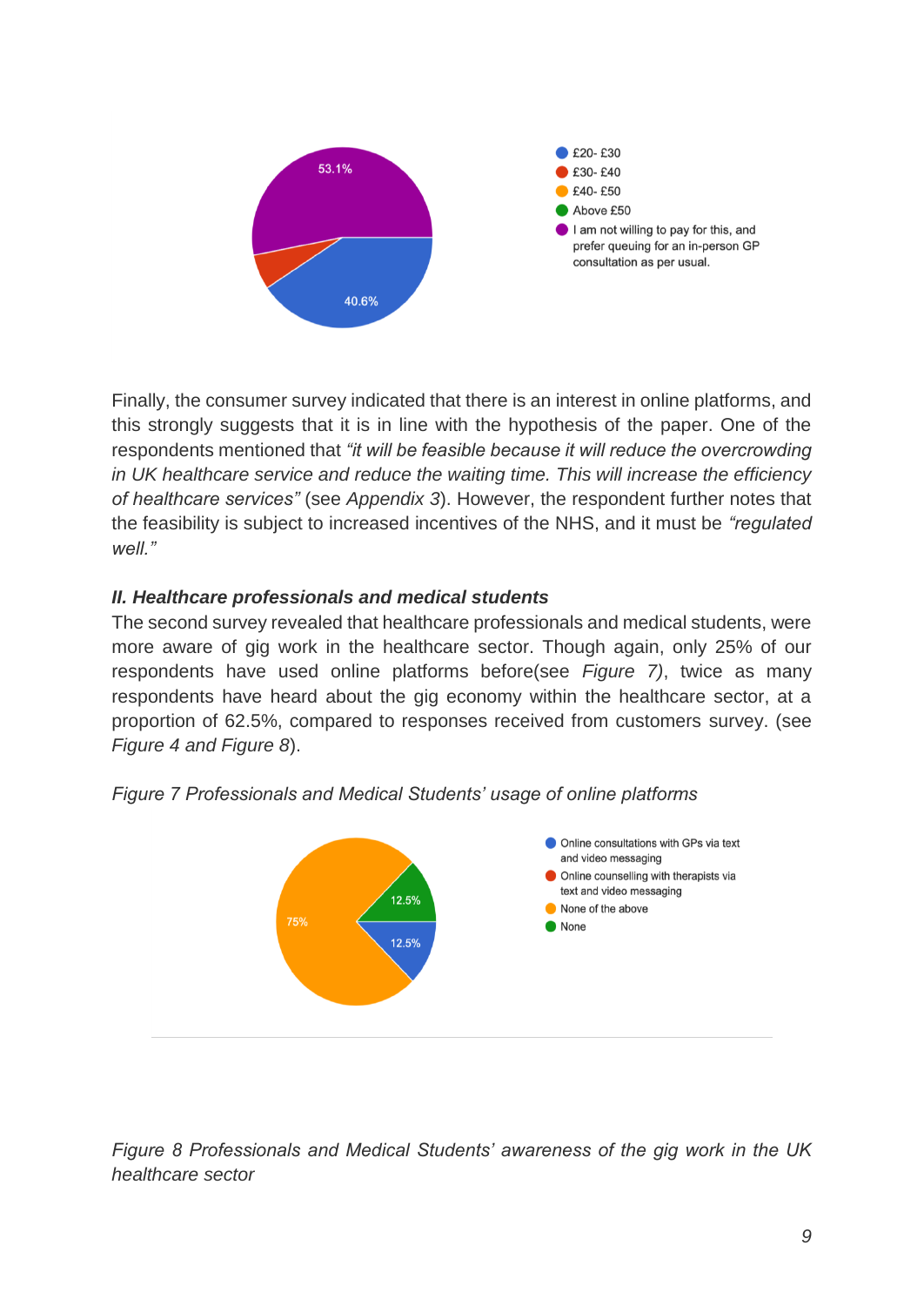Finally, the consumer survey indicated that there is an interest in online platforms, and this strongly suggests that it is in line with the hypothesis of the paper. One of the respondents mentioned that *"it will be feasible because it will reduce the overcrowding in UK healthcare service and reduce the waiting time. This will increase the efficiency of healthcare services"* (see *Appendix 3*). However, the respondent further notes that the feasibility is subject to increased incentives of the NHS, and it must be *"regulated well."*

### *II. Healthcare professionals and medical students*

The second survey revealed that healthcare professionals and medical students, were more aware of gig work in the healthcare sector. Though again, only 25% of our respondents have used online platforms before(see *Figure 7)*, twice as many respondents have heard about the gig economy within the healthcare sector, at a proportion of 62.5%, compared to responses received from customers survey. (see *Figure 4 and Figure 8*).

*Figure 7 Professionals and Medical Students' usage of online platforms*

*Figure 8 Professionals and Medical Students' awareness of the gig work in the UK healthcare sector*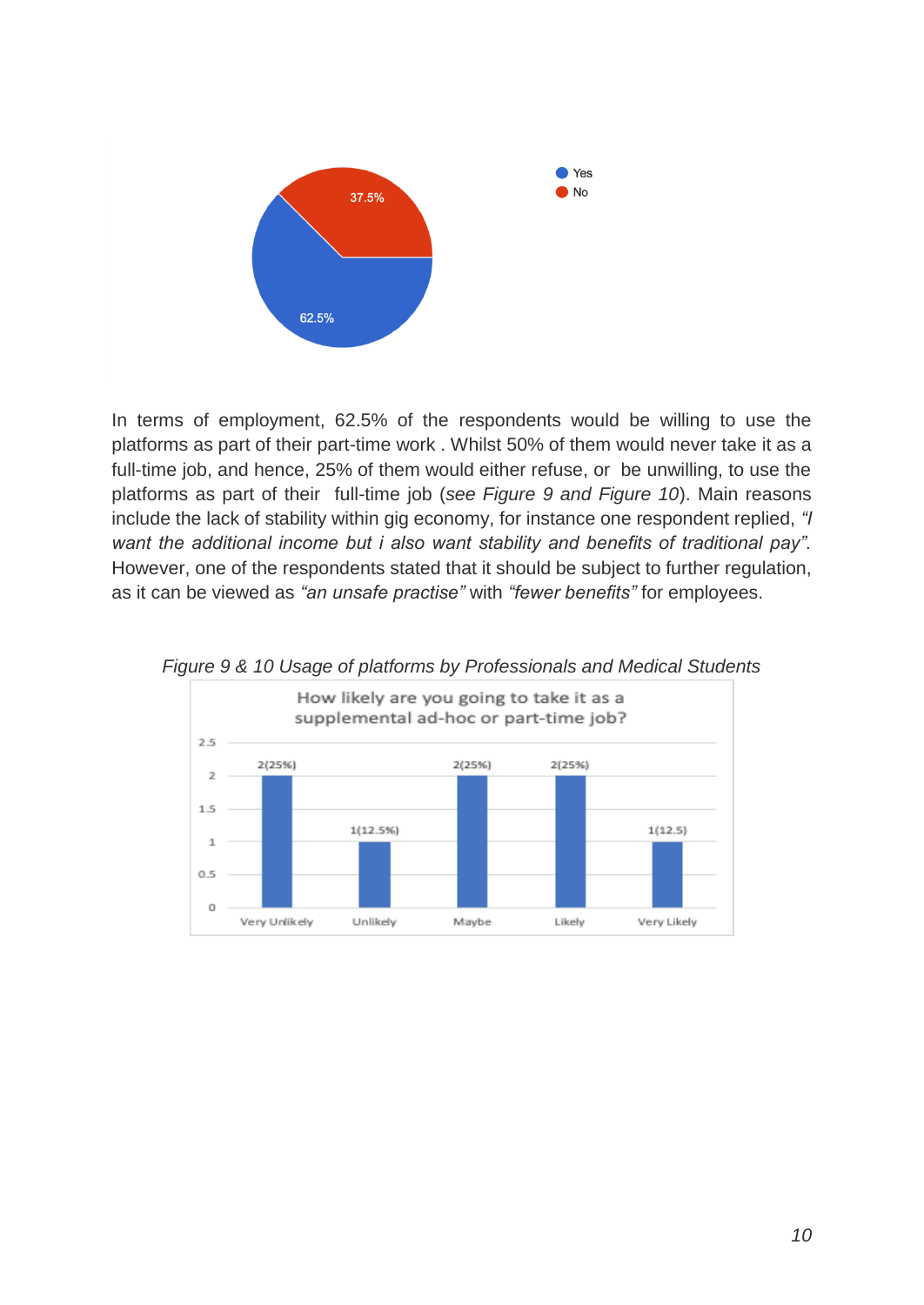In terms of employment, 62.5% of the respondents would be willing to use the platforms as part of their part-time work . Whilst 50% of them would never take it as a full-time job, and hence, 25% of them would either refuse, or be unwilling, to use the platforms as part of their full-time job (*see Figure 9 and Figure 10*). Main reasons include the lack of stability within gig economy, for instance one respondent replied, *"I want the additional income but i also want stability and benefits of traditional pay".* However, one of the respondents stated that it should be subject to further regulation, as it can be viewed as *"an unsafe practise"* with *"fewer benefits"* for employees.

*Figure 9 & 10 Usage of platforms by Professionals and Medical Students*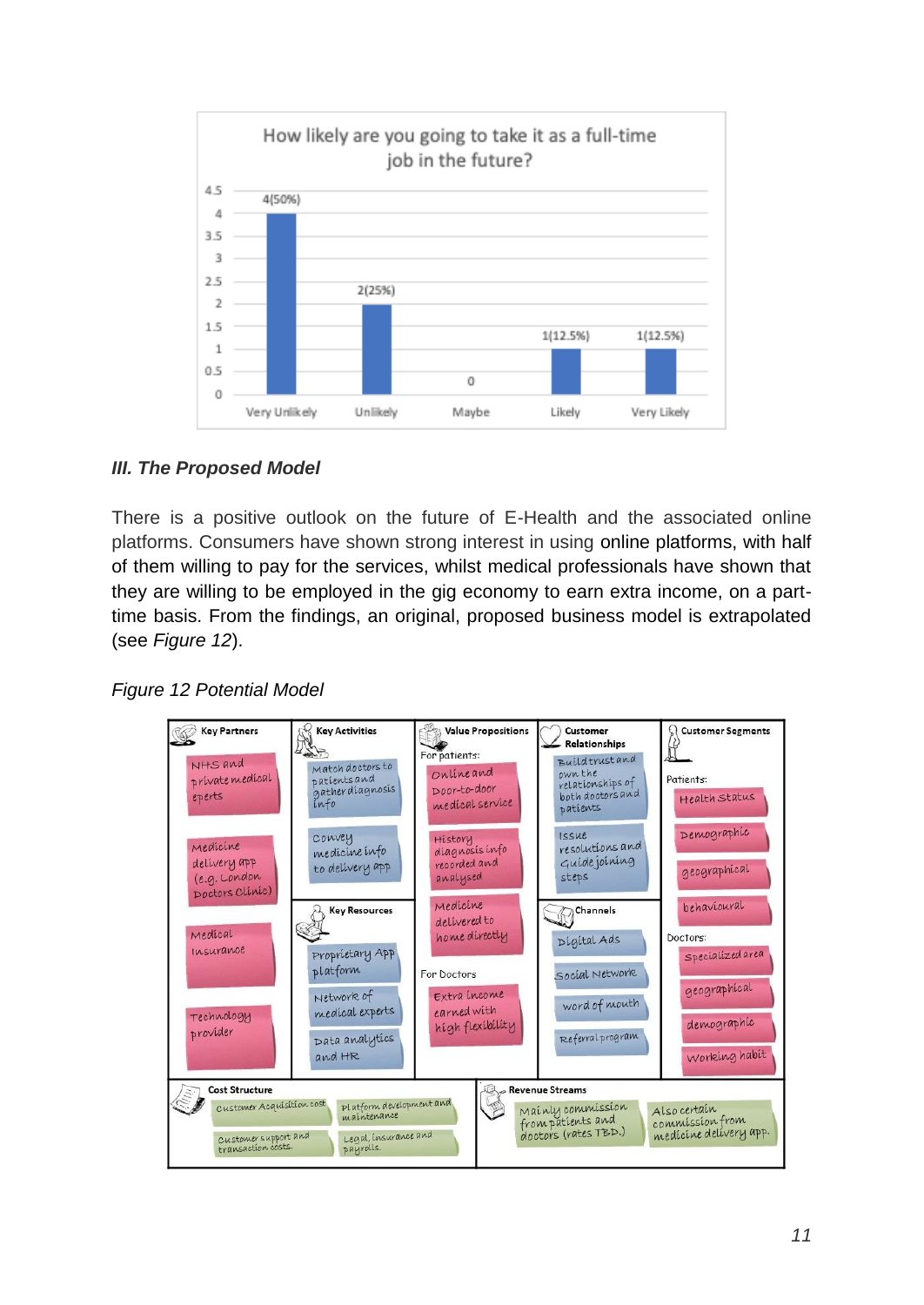How likely are you going to take it as a full-time job in the future?

| Response | Count |
|---|---|
| Very Unlikely | 4(50%) |
| Unlikely | 2(25%) |
| Maybe | 0 |
| Likely | 1(12.5%) |
| Very Likely | 1(12.5%) |

### III. The Proposed Model

There is a positive outlook on the future of E-Health and the associated online platforms. Consumers have shown strong interest in using online platforms, with half of them willing to pay for the services, whilst medical professionals have shown that they are willing to be employed in the gig economy to earn extra income, on a part-time basis. From the findings, an original, proposed business model is extrapolated (see *Figure 12*).

*Figure 12 Potential Model*

| Key Partners | Key Activities | Value Propositions | Customer Relationships | Customer Segments |
|---|---|---|---|---|
| NHS and private medical experts | Match doctors to patients and gather diagnosis info | For patients: Online and Door-to-door medical service | Build trust and own the relationships of both doctors and patients | Patients: Health Status |
| Medicine delivery app (e.g. London Doctors Clinic) | Convey medicine info to delivery app | History diagnosis info recorded and analysed | Issue resolutions and guide joining steps | Demographic |
| Medical Insurance | **Key Resources**: Proprietary App platform | Medicine delivered to home directly | **Channels**: Digital Ads | geographical |
| Technology provider | Network of medical experts | For Doctors: Extra income earned with high flexibility | Social Network | behavioural |
| | Data analytics and HR | | word of mouth | Doctors: Specialized area |
| | | | Referral program | geographical |
| | | | | demographic |
| | | | | Working habit |

| Cost Structure | Revenue Streams |
|---|---|
| Customer Acquisition cost | Mainly commission from patients and doctors (rates TBD.) |
| Platform development and maintenance | Also certain commission from medicine delivery app. |
| Customer support and transaction costs. | |
| Legal, insurance and payrolls. | |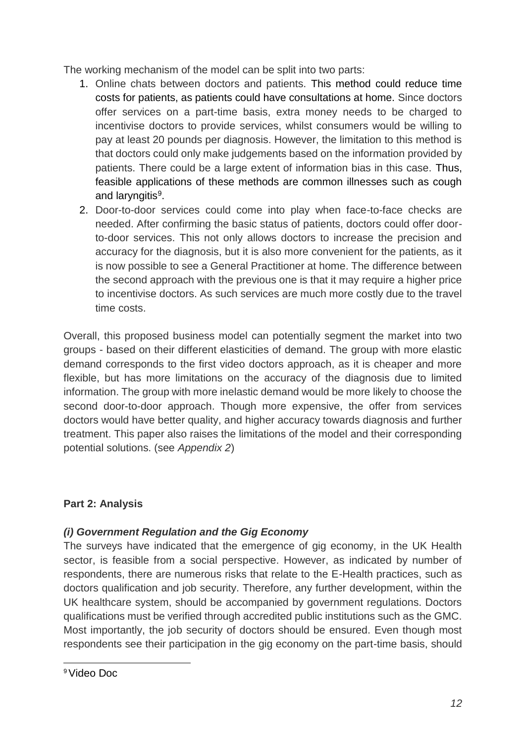The working mechanism of the model can be split into two parts:

1. Online chats between doctors and patients. This method could reduce time costs for patients, as patients could have consultations at home. Since doctors offer services on a part-time basis, extra money needs to be charged to incentivise doctors to provide services, whilst consumers would be willing to pay at least 20 pounds per diagnosis. However, the limitation to this method is that doctors could only make judgements based on the information provided by patients. There could be a large extent of information bias in this case. Thus, feasible applications of these methods are common illnesses such as cough and laryngitis[9].
2. Door-to-door services could come into play when face-to-face checks are needed. After confirming the basic status of patients, doctors could offer door-to-door services. This not only allows doctors to increase the precision and accuracy for the diagnosis, but it is also more convenient for the patients, as it is now possible to see a General Practitioner at home. The difference between the second approach with the previous one is that it may require a higher price to incentivise doctors. As such services are much more costly due to the travel time costs.

Overall, this proposed business model can potentially segment the market into two groups - based on their different elasticities of demand. The group with more elastic demand corresponds to the first video doctors approach, as it is cheaper and more flexible, but has more limitations on the accuracy of the diagnosis due to limited information. The group with more inelastic demand would be more likely to choose the second door-to-door approach. Though more expensive, the offer from services doctors would have better quality, and higher accuracy towards diagnosis and further treatment. This paper also raises the limitations of the model and their corresponding potential solutions. (see *Appendix 2*)

## Part 2: Analysis

### *(i) Government Regulation and the Gig Economy*

The surveys have indicated that the emergence of gig economy, in the UK Health sector, is feasible from a social perspective. However, as indicated by number of respondents, there are numerous risks that relate to the E-Health practices, such as doctors qualification and job security. Therefore, any further development, within the UK healthcare system, should be accompanied by government regulations. Doctors qualifications must be verified through accredited public institutions such as the GMC. Most importantly, the job security of doctors should be ensured. Even though most respondents see their participation in the gig economy on the part-time basis, should

[9] Video Doc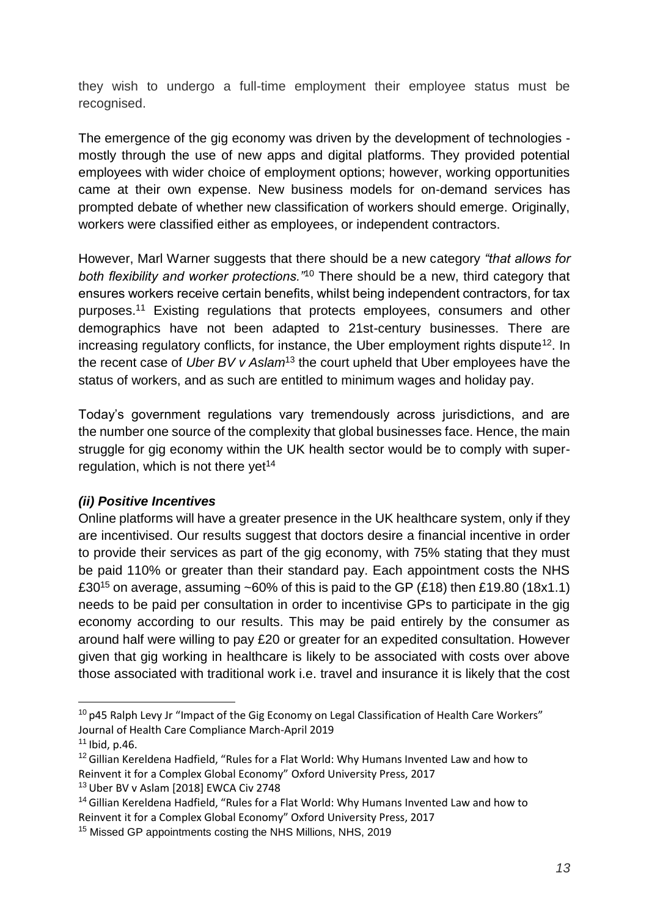they wish to undergo a full-time employment their employee status must be recognised.

The emergence of the gig economy was driven by the development of technologies - mostly through the use of new apps and digital platforms. They provided potential employees with wider choice of employment options; however, working opportunities came at their own expense. New business models for on-demand services has prompted debate of whether new classification of workers should emerge. Originally, workers were classified either as employees, or independent contractors.

However, Marl Warner suggests that there should be a new category *"that allows for both flexibility and worker protections."*[10] There should be a new, third category that ensures workers receive certain benefits, whilst being independent contractors, for tax purposes.[11] Existing regulations that protects employees, consumers and other demographics have not been adapted to 21st-century businesses. There are increasing regulatory conflicts, for instance, the Uber employment rights dispute[12]. In the recent case of *Uber BV v Aslam*[13] the court upheld that Uber employees have the status of workers, and as such are entitled to minimum wages and holiday pay.

Today's government regulations vary tremendously across jurisdictions, and are the number one source of the complexity that global businesses face. Hence, the main struggle for gig economy within the UK health sector would be to comply with super-regulation, which is not there yet[14]

### *(ii) Positive Incentives*

Online platforms will have a greater presence in the UK healthcare system, only if they are incentivised. Our results suggest that doctors desire a financial incentive in order to provide their services as part of the gig economy, with 75% stating that they must be paid 110% or greater than their standard pay. Each appointment costs the NHS £30[15] on average, assuming ~60% of this is paid to the GP (£18) then £19.80 (18x1.1) needs to be paid per consultation in order to incentivise GPs to participate in the gig economy according to our results. This may be paid entirely by the consumer as around half were willing to pay £20 or greater for an expedited consultation. However given that gig working in healthcare is likely to be associated with costs over above those associated with traditional work i.e. travel and insurance it is likely that the cost

---

[10] p45 Ralph Levy Jr "Impact of the Gig Economy on Legal Classification of Health Care Workers" Journal of Health Care Compliance March-April 2019

[11] Ibid, p.46.

[12] Gillian Kereldena Hadfield, "Rules for a Flat World: Why Humans Invented Law and how to Reinvent it for a Complex Global Economy" Oxford University Press, 2017

[13] Uber BV v Aslam [2018] EWCA Civ 2748

[14] Gillian Kereldena Hadfield, "Rules for a Flat World: Why Humans Invented Law and how to Reinvent it for a Complex Global Economy" Oxford University Press, 2017

[15] Missed GP appointments costing the NHS Millions, NHS, 2019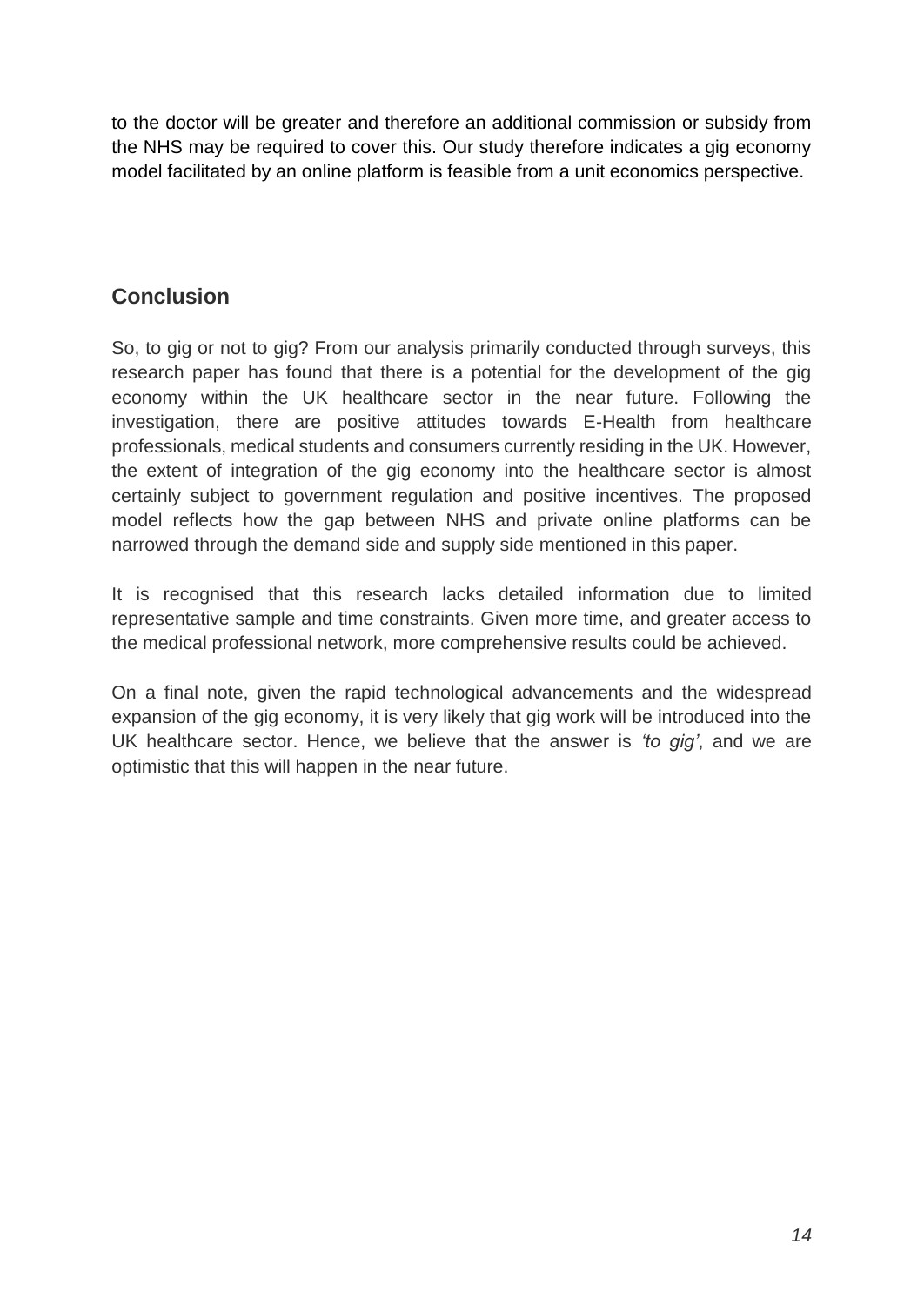to the doctor will be greater and therefore an additional commission or subsidy from the NHS may be required to cover this. Our study therefore indicates a gig economy model facilitated by an online platform is feasible from a unit economics perspective.

## Conclusion

So, to gig or not to gig? From our analysis primarily conducted through surveys, this research paper has found that there is a potential for the development of the gig economy within the UK healthcare sector in the near future. Following the investigation, there are positive attitudes towards E-Health from healthcare professionals, medical students and consumers currently residing in the UK. However, the extent of integration of the gig economy into the healthcare sector is almost certainly subject to government regulation and positive incentives. The proposed model reflects how the gap between NHS and private online platforms can be narrowed through the demand side and supply side mentioned in this paper.

It is recognised that this research lacks detailed information due to limited representative sample and time constraints. Given more time, and greater access to the medical professional network, more comprehensive results could be achieved.

On a final note, given the rapid technological advancements and the widespread expansion of the gig economy, it is very likely that gig work will be introduced into the UK healthcare sector. Hence, we believe that the answer is *'to gig'*, and we are optimistic that this will happen in the near future.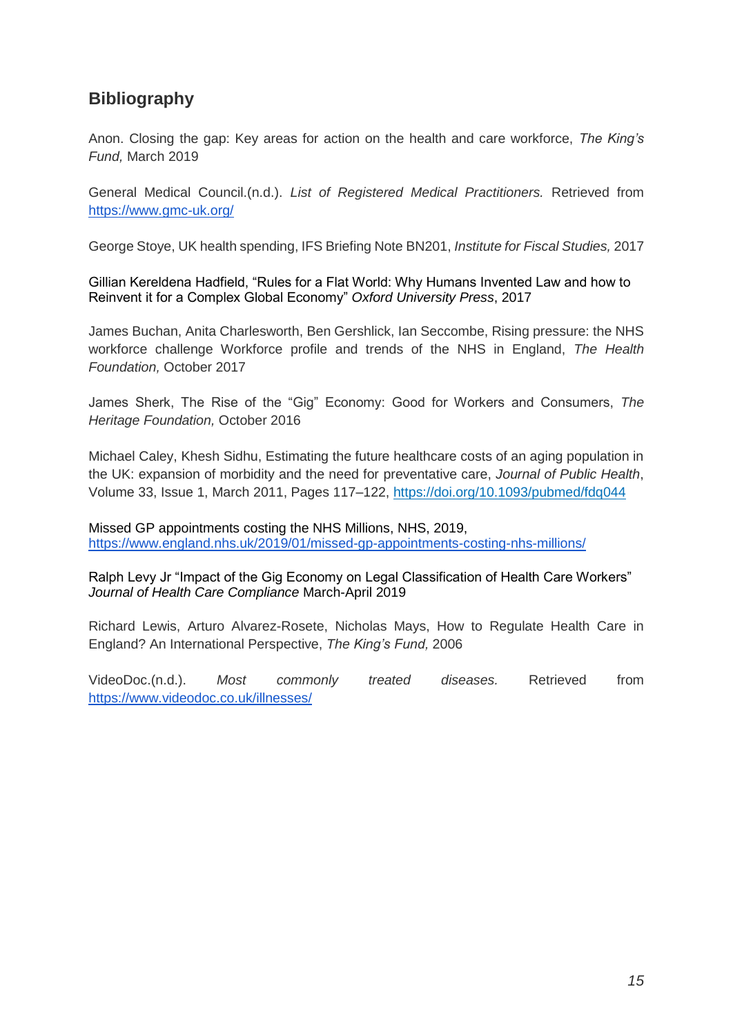## Bibliography

Anon. Closing the gap: Key areas for action on the health and care workforce, *The King's Fund,* March 2019

General Medical Council.(n.d.). *List of Registered Medical Practitioners.* Retrieved from https://www.gmc-uk.org/

George Stoye, UK health spending, IFS Briefing Note BN201, *Institute for Fiscal Studies,* 2017

Gillian Kereldena Hadfield, "Rules for a Flat World: Why Humans Invented Law and how to Reinvent it for a Complex Global Economy" *Oxford University Press*, 2017

James Buchan, Anita Charlesworth, Ben Gershlick, Ian Seccombe, Rising pressure: the NHS workforce challenge Workforce profile and trends of the NHS in England, *The Health Foundation,* October 2017

James Sherk, The Rise of the "Gig" Economy: Good for Workers and Consumers, *The Heritage Foundation,* October 2016

Michael Caley, Khesh Sidhu, Estimating the future healthcare costs of an aging population in the UK: expansion of morbidity and the need for preventative care, *Journal of Public Health*, Volume 33, Issue 1, March 2011, Pages 117–122, https://doi.org/10.1093/pubmed/fdq044

Missed GP appointments costing the NHS Millions, NHS, 2019, https://www.england.nhs.uk/2019/01/missed-gp-appointments-costing-nhs-millions/

Ralph Levy Jr "Impact of the Gig Economy on Legal Classification of Health Care Workers" *Journal of Health Care Compliance* March-April 2019

Richard Lewis, Arturo Alvarez-Rosete, Nicholas Mays, How to Regulate Health Care in England? An International Perspective, *The King's Fund,* 2006

VideoDoc.(n.d.). *Most commonly treated diseases.* Retrieved from https://www.videodoc.co.uk/illnesses/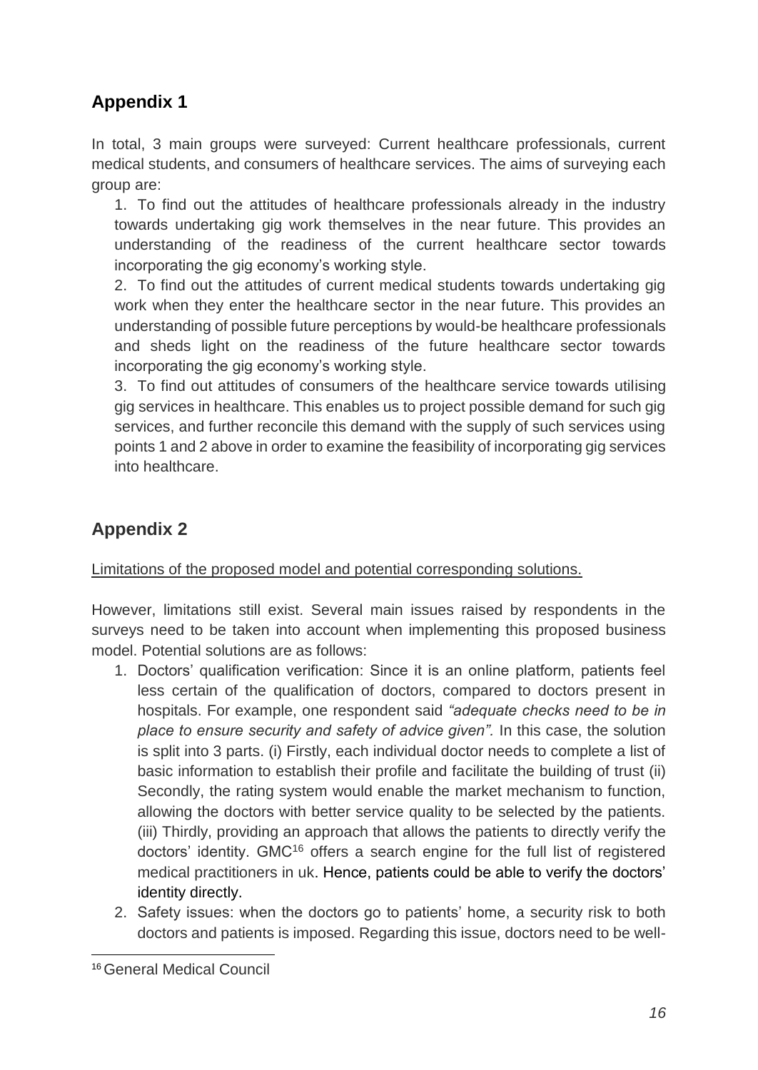## Appendix 1

In total, 3 main groups were surveyed: Current healthcare professionals, current medical students, and consumers of healthcare services. The aims of surveying each group are:

1. To find out the attitudes of healthcare professionals already in the industry towards undertaking gig work themselves in the near future. This provides an understanding of the readiness of the current healthcare sector towards incorporating the gig economy's working style.
2. To find out the attitudes of current medical students towards undertaking gig work when they enter the healthcare sector in the near future. This provides an understanding of possible future perceptions by would-be healthcare professionals and sheds light on the readiness of the future healthcare sector towards incorporating the gig economy's working style.
3. To find out attitudes of consumers of the healthcare service towards utilising gig services in healthcare. This enables us to project possible demand for such gig services, and further reconcile this demand with the supply of such services using points 1 and 2 above in order to examine the feasibility of incorporating gig services into healthcare.

## Appendix 2

Limitations of the proposed model and potential corresponding solutions.

However, limitations still exist. Several main issues raised by respondents in the surveys need to be taken into account when implementing this proposed business model. Potential solutions are as follows:

1. Doctors' qualification verification: Since it is an online platform, patients feel less certain of the qualification of doctors, compared to doctors present in hospitals. For example, one respondent said *"adequate checks need to be in place to ensure security and safety of advice given".* In this case, the solution is split into 3 parts. (i) Firstly, each individual doctor needs to complete a list of basic information to establish their profile and facilitate the building of trust (ii) Secondly, the rating system would enable the market mechanism to function, allowing the doctors with better service quality to be selected by the patients. (iii) Thirdly, providing an approach that allows the patients to directly verify the doctors' identity. GMC[16] offers a search engine for the full list of registered medical practitioners in uk. Hence, patients could be able to verify the doctors' identity directly.
2. Safety issues: when the doctors go to patients' home, a security risk to both doctors and patients is imposed. Regarding this issue, doctors need to be well-

[16] General Medical Council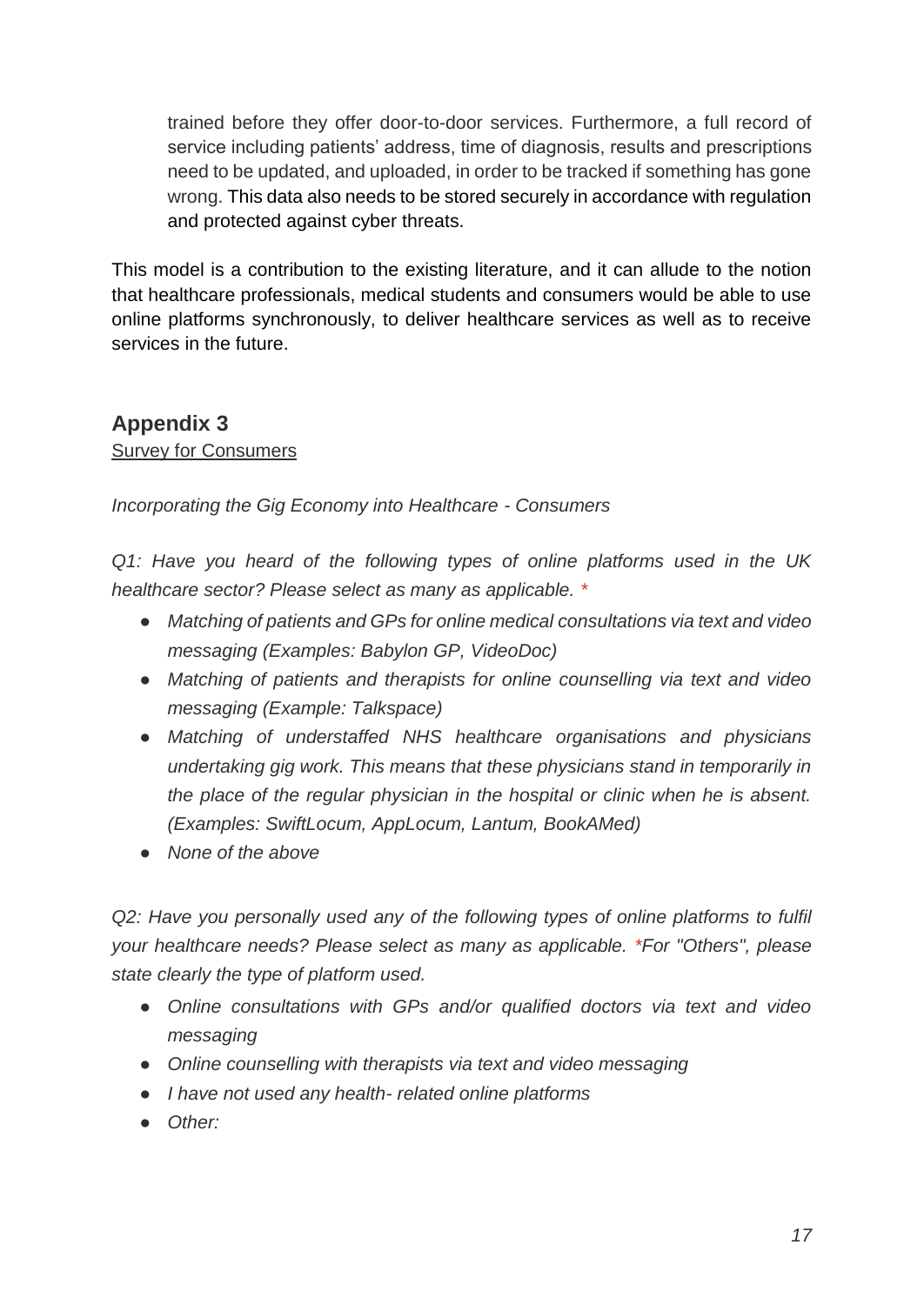trained before they offer door-to-door services. Furthermore, a full record of service including patients' address, time of diagnosis, results and prescriptions need to be updated, and uploaded, in order to be tracked if something has gone wrong. This data also needs to be stored securely in accordance with regulation and protected against cyber threats.

This model is a contribution to the existing literature, and it can allude to the notion that healthcare professionals, medical students and consumers would be able to use online platforms synchronously, to deliver healthcare services as well as to receive services in the future.

## Appendix 3

<u>Survey for Consumers</u>

*Incorporating the Gig Economy into Healthcare - Consumers*

*Q1: Have you heard of the following types of online platforms used in the UK healthcare sector? Please select as many as applicable.* *

- *Matching of patients and GPs for online medical consultations via text and video messaging (Examples: Babylon GP, VideoDoc)*
- *Matching of patients and therapists for online counselling via text and video messaging (Example: Talkspace)*
- *Matching of understaffed NHS healthcare organisations and physicians undertaking gig work. This means that these physicians stand in temporarily in the place of the regular physician in the hospital or clinic when he is absent. (Examples: SwiftLocum, AppLocum, Lantum, BookAMed)*
- *None of the above*

*Q2: Have you personally used any of the following types of online platforms to fulfil your healthcare needs? Please select as many as applicable. *For "Others", please state clearly the type of platform used.*

- *Online consultations with GPs and/or qualified doctors via text and video messaging*
- *Online counselling with therapists via text and video messaging*
- *I have not used any health- related online platforms*
- *Other:*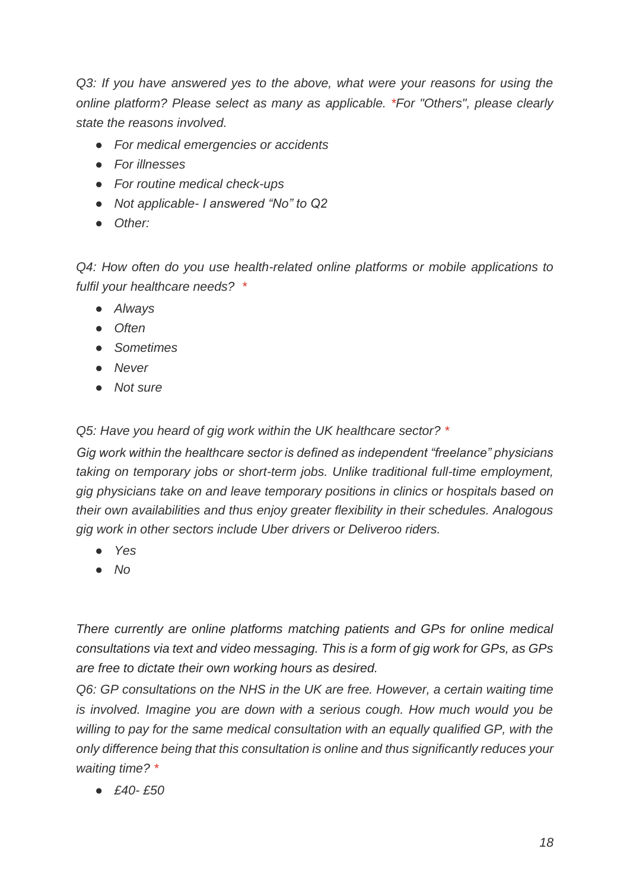*Q3: If you have answered yes to the above, what were your reasons for using the online platform? Please select as many as applicable. \*For "Others", please clearly state the reasons involved.*

- *For medical emergencies or accidents*
- *For illnesses*
- *For routine medical check-ups*
- *Not applicable- I answered "No" to Q2*
- *Other:*

*Q4: How often do you use health-related online platforms or mobile applications to fulfil your healthcare needs?* *

- *Always*
- *Often*
- *Sometimes*
- *Never*
- *Not sure*

*Q5: Have you heard of gig work within the UK healthcare sector?* *

*Gig work within the healthcare sector is defined as independent "freelance" physicians taking on temporary jobs or short-term jobs. Unlike traditional full-time employment, gig physicians take on and leave temporary positions in clinics or hospitals based on their own availabilities and thus enjoy greater flexibility in their schedules. Analogous gig work in other sectors include Uber drivers or Deliveroo riders.*

- *Yes*
- *No*

*There currently are online platforms matching patients and GPs for online medical consultations via text and video messaging. This is a form of gig work for GPs, as GPs are free to dictate their own working hours as desired.*

*Q6: GP consultations on the NHS in the UK are free. However, a certain waiting time is involved. Imagine you are down with a serious cough. How much would you be willing to pay for the same medical consultation with an equally qualified GP, with the only difference being that this consultation is online and thus significantly reduces your waiting time?* *

- *£40- £50*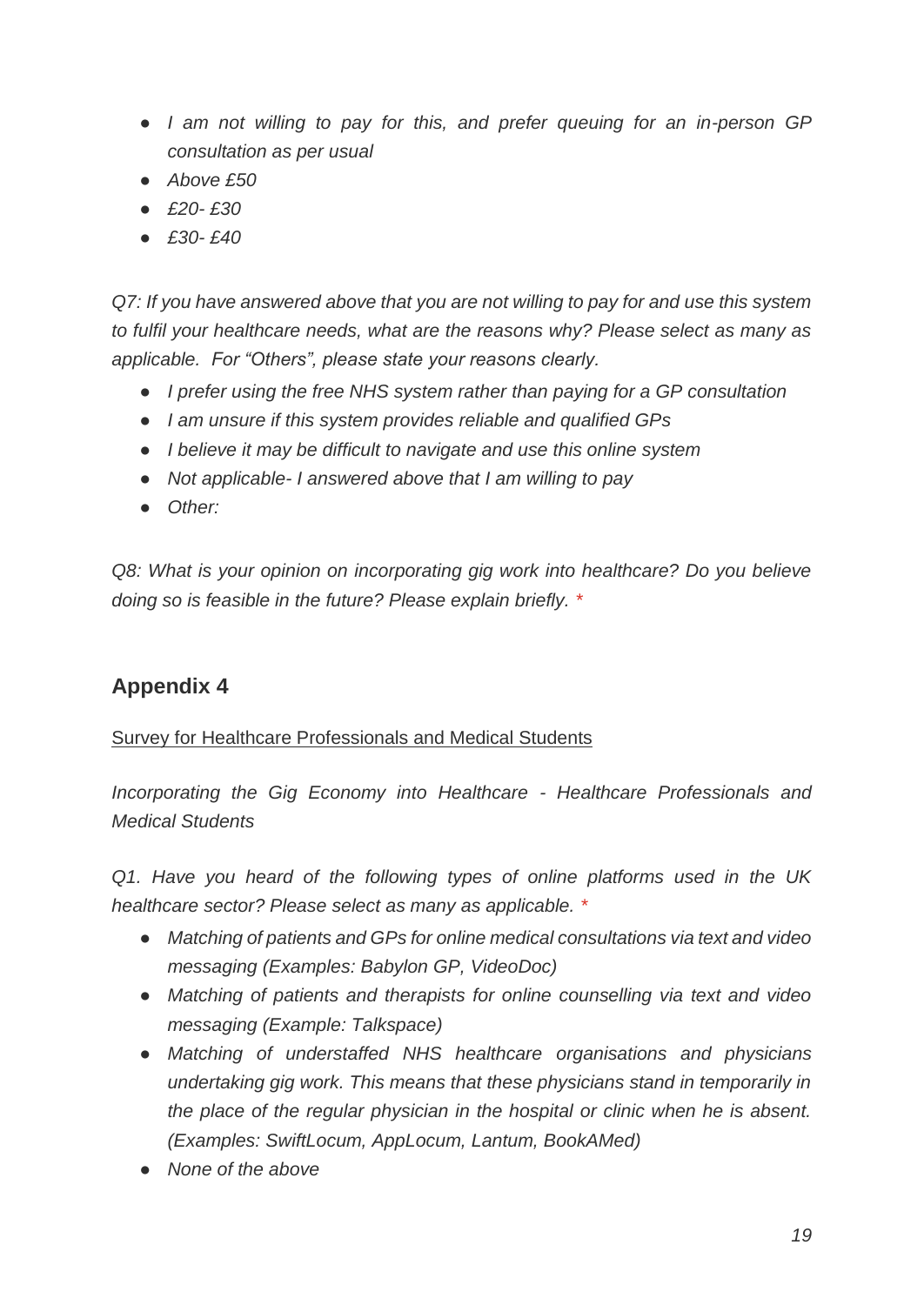- *I am not willing to pay for this, and prefer queuing for an in-person GP consultation as per usual*
- *Above £50*
- *£20- £30*
- *£30- £40*

*Q7: If you have answered above that you are not willing to pay for and use this system to fulfil your healthcare needs, what are the reasons why? Please select as many as applicable. For "Others", please state your reasons clearly.*

- *I prefer using the free NHS system rather than paying for a GP consultation*
- *I am unsure if this system provides reliable and qualified GPs*
- *I believe it may be difficult to navigate and use this online system*
- *Not applicable- I answered above that I am willing to pay*
- *Other:*

*Q8: What is your opinion on incorporating gig work into healthcare? Do you believe doing so is feasible in the future? Please explain briefly.* *

## Appendix 4

Survey for Healthcare Professionals and Medical Students

*Incorporating the Gig Economy into Healthcare - Healthcare Professionals and Medical Students*

*Q1. Have you heard of the following types of online platforms used in the UK healthcare sector? Please select as many as applicable.* *

- *Matching of patients and GPs for online medical consultations via text and video messaging (Examples: Babylon GP, VideoDoc)*
- *Matching of patients and therapists for online counselling via text and video messaging (Example: Talkspace)*
- *Matching of understaffed NHS healthcare organisations and physicians undertaking gig work. This means that these physicians stand in temporarily in the place of the regular physician in the hospital or clinic when he is absent. (Examples: SwiftLocum, AppLocum, Lantum, BookAMed)*
- *None of the above*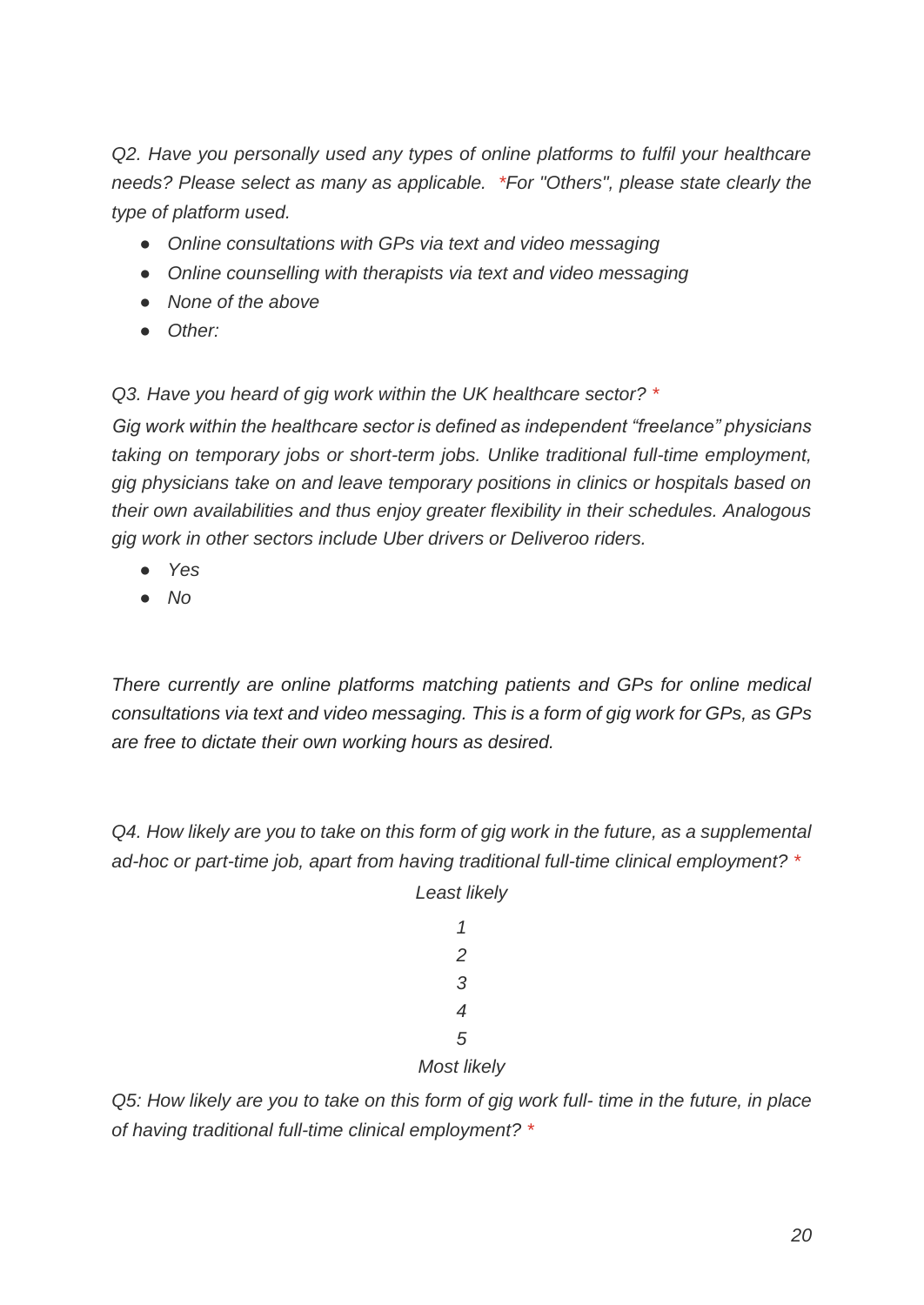*Q2. Have you personally used any types of online platforms to fulfil your healthcare needs? Please select as many as applicable.  *For "Others", please state clearly the type of platform used.*

- *Online consultations with GPs via text and video messaging*
- *Online counselling with therapists via text and video messaging*
- *None of the above*
- *Other:*

*Q3. Have you heard of gig work within the UK healthcare sector? **

*Gig work within the healthcare sector is defined as independent "freelance" physicians taking on temporary jobs or short-term jobs. Unlike traditional full-time employment, gig physicians take on and leave temporary positions in clinics or hospitals based on their own availabilities and thus enjoy greater flexibility in their schedules. Analogous gig work in other sectors include Uber drivers or Deliveroo riders.*

- *Yes*
- *No*

*There currently are online platforms matching patients and GPs for online medical consultations via text and video messaging. This is a form of gig work for GPs, as GPs are free to dictate their own working hours as desired.*

*Q4. How likely are you to take on this form of gig work in the future, as a supplemental ad-hoc or part-time job, apart from having traditional full-time clinical employment? **

*Least likely*

*1*

*2*

*3*

*4*

*5*

*Most likely*

*Q5: How likely are you to take on this form of gig work full- time in the future, in place of having traditional full-time clinical employment? **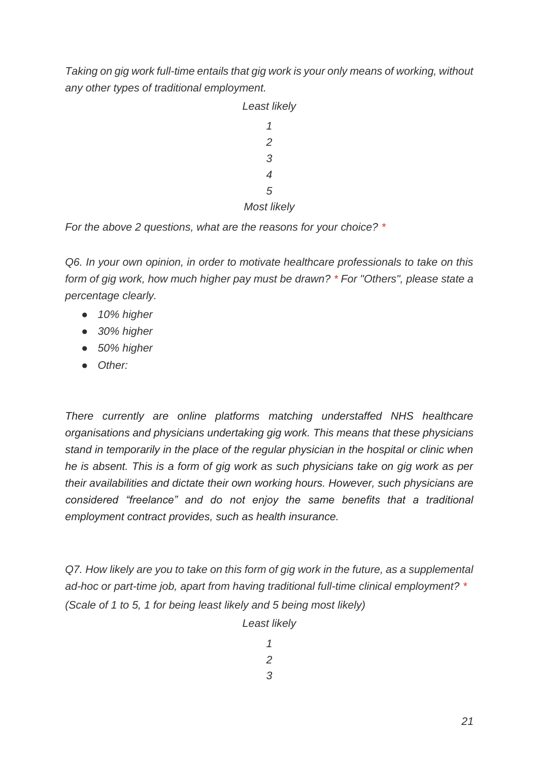*Taking on gig work full-time entails that gig work is your only means of working, without any other types of traditional employment.*

*Least likely*

*1*

*2*

*3*

*4*

*5*

*Most likely*

*For the above 2 questions, what are the reasons for your choice?* *

*Q6. In your own opinion, in order to motivate healthcare professionals to take on this form of gig work, how much higher pay must be drawn?* * *For "Others", please state a percentage clearly.*

- *10% higher*
- *30% higher*
- *50% higher*
- *Other:*

*There currently are online platforms matching understaffed NHS healthcare organisations and physicians undertaking gig work. This means that these physicians stand in temporarily in the place of the regular physician in the hospital or clinic when he is absent. This is a form of gig work as such physicians take on gig work as per their availabilities and dictate their own working hours. However, such physicians are considered "freelance" and do not enjoy the same benefits that a traditional employment contract provides, such as health insurance.*

*Q7. How likely are you to take on this form of gig work in the future, as a supplemental ad-hoc or part-time job, apart from having traditional full-time clinical employment?* *
*(Scale of 1 to 5, 1 for being least likely and 5 being most likely)*

*Least likely*

*1*

*2*

*3*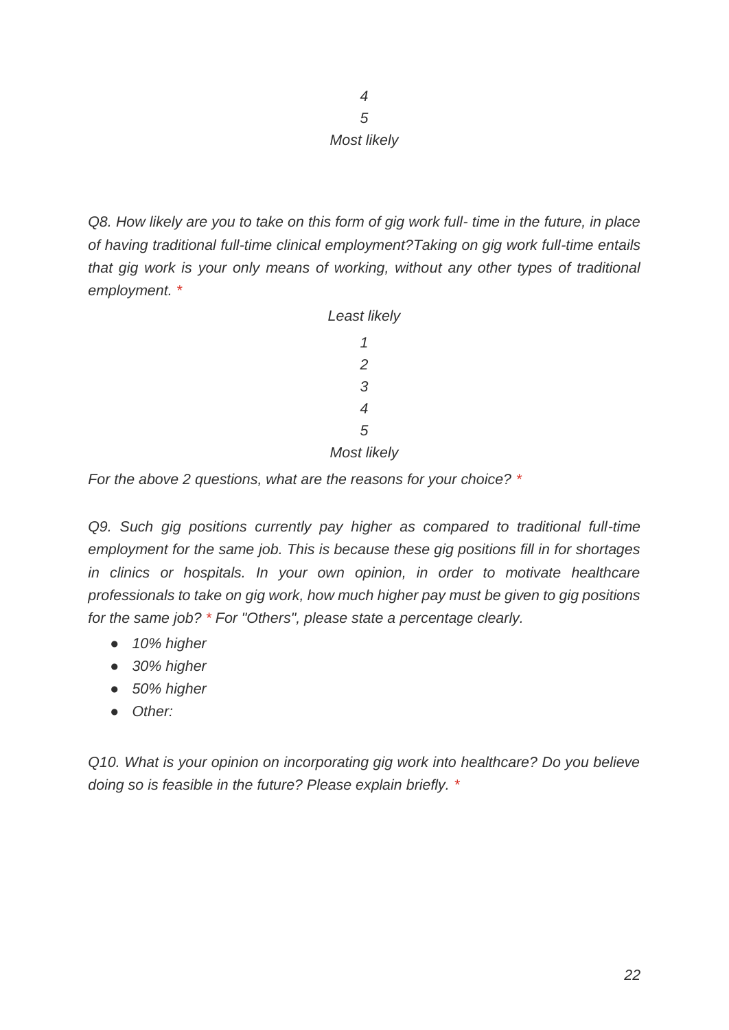*4*
*5*
*Most likely*

*Q8. How likely are you to take on this form of gig work full- time in the future, in place of having traditional full-time clinical employment?Taking on gig work full-time entails that gig work is your only means of working, without any other types of traditional employment. **

*Least likely*
*1*
*2*
*3*
*4*
*5*
*Most likely*

*For the above 2 questions, what are the reasons for your choice? **

*Q9. Such gig positions currently pay higher as compared to traditional full-time employment for the same job. This is because these gig positions fill in for shortages in clinics or hospitals. In your own opinion, in order to motivate healthcare professionals to take on gig work, how much higher pay must be given to gig positions for the same job? * For "Others", please state a percentage clearly.*

- *10% higher*
- *30% higher*
- *50% higher*
- *Other:*

*Q10. What is your opinion on incorporating gig work into healthcare? Do you believe doing so is feasible in the future? Please explain briefly. **